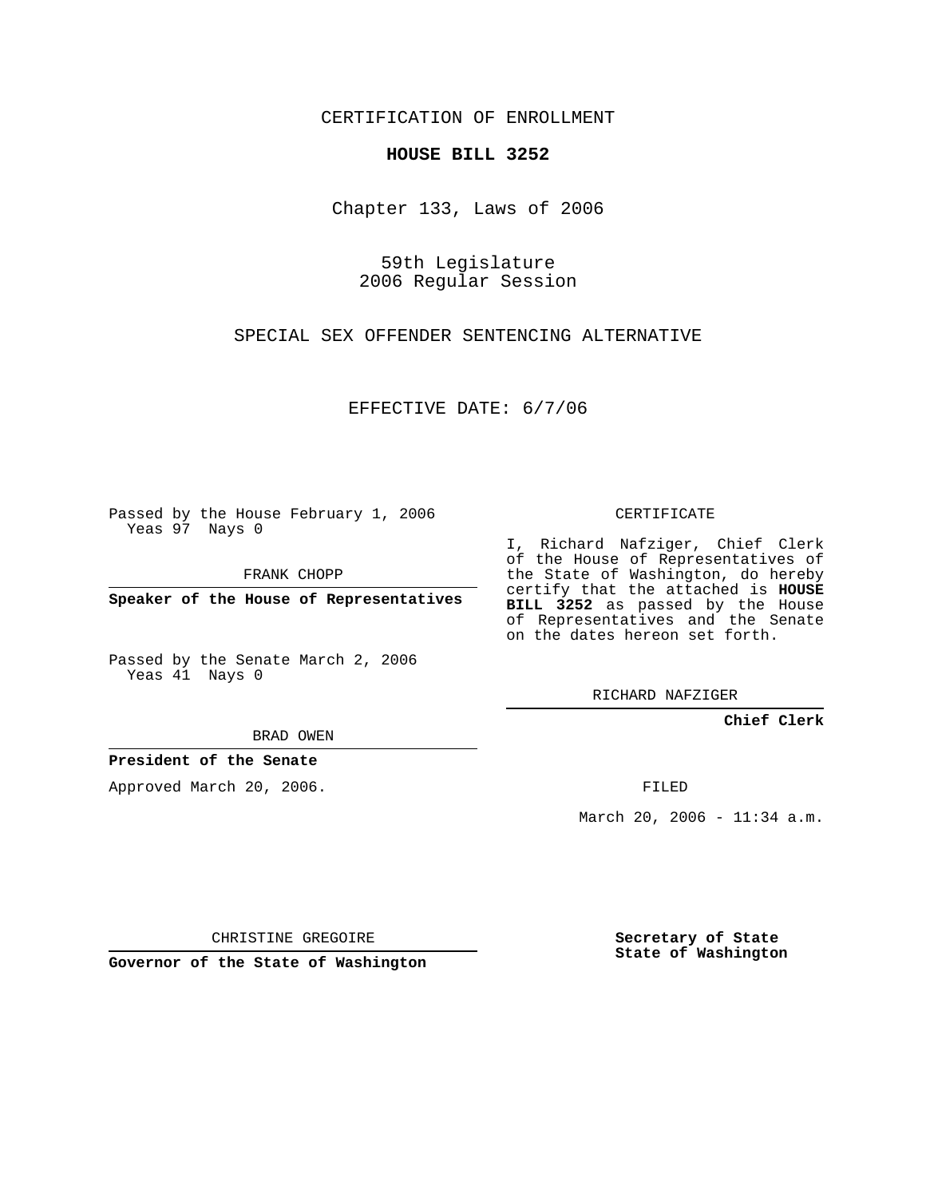CERTIFICATION OF ENROLLMENT

**HOUSE BILL 3252**

Chapter 133, Laws of 2006

59th Legislature
2006 Regular Session

SPECIAL SEX OFFENDER SENTENCING ALTERNATIVE

EFFECTIVE DATE: 6/7/06

Passed by the House February 1, 2006
Yeas 97 Nays 0

FRANK CHOPP

**Speaker of the House of Representatives**

Passed by the Senate March 2, 2006
Yeas 41 Nays 0

BRAD OWEN

**President of the Senate**

Approved March 20, 2006.

CHRISTINE GREGOIRE

**Governor of the State of Washington**

CERTIFICATE

I, Richard Nafziger, Chief Clerk of the House of Representatives of the State of Washington, do hereby certify that the attached is **HOUSE BILL 3252** as passed by the House of Representatives and the Senate on the dates hereon set forth.

RICHARD NAFZIGER

**Chief Clerk**

FILED

March 20, 2006 - 11:34 a.m.

**Secretary of State**
**State of Washington**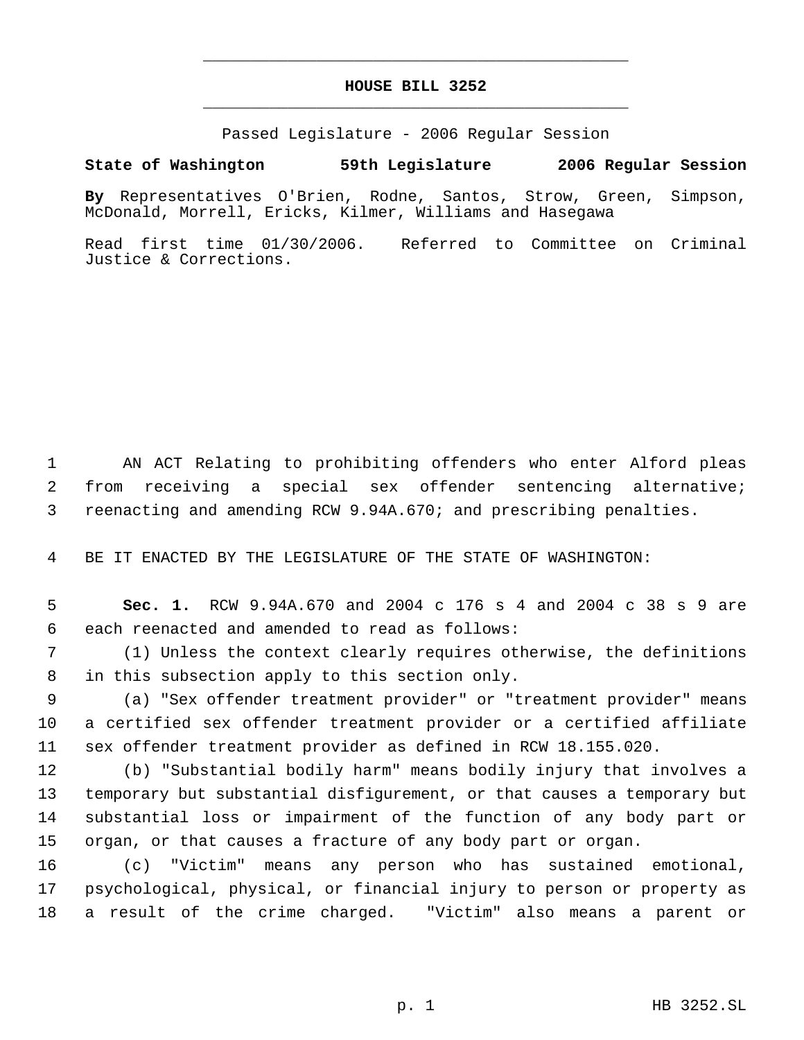# HOUSE BILL 3252

Passed Legislature - 2006 Regular Session

**State of Washington 59th Legislature 2006 Regular Session**

**By** Representatives O'Brien, Rodne, Santos, Strow, Green, Simpson, McDonald, Morrell, Ericks, Kilmer, Williams and Hasegawa

Read first time 01/30/2006. Referred to Committee on Criminal Justice & Corrections.

AN ACT Relating to prohibiting offenders who enter Alford pleas from receiving a special sex offender sentencing alternative; reenacting and amending RCW 9.94A.670; and prescribing penalties.

BE IT ENACTED BY THE LEGISLATURE OF THE STATE OF WASHINGTON:

**Sec. 1.** RCW 9.94A.670 and 2004 c 176 s 4 and 2004 c 38 s 9 are each reenacted and amended to read as follows:

(1) Unless the context clearly requires otherwise, the definitions in this subsection apply to this section only.

(a) "Sex offender treatment provider" or "treatment provider" means a certified sex offender treatment provider or a certified affiliate sex offender treatment provider as defined in RCW 18.155.020.

(b) "Substantial bodily harm" means bodily injury that involves a temporary but substantial disfigurement, or that causes a temporary but substantial loss or impairment of the function of any body part or organ, or that causes a fracture of any body part or organ.

(c) "Victim" means any person who has sustained emotional, psychological, physical, or financial injury to person or property as a result of the crime charged. "Victim" also means a parent or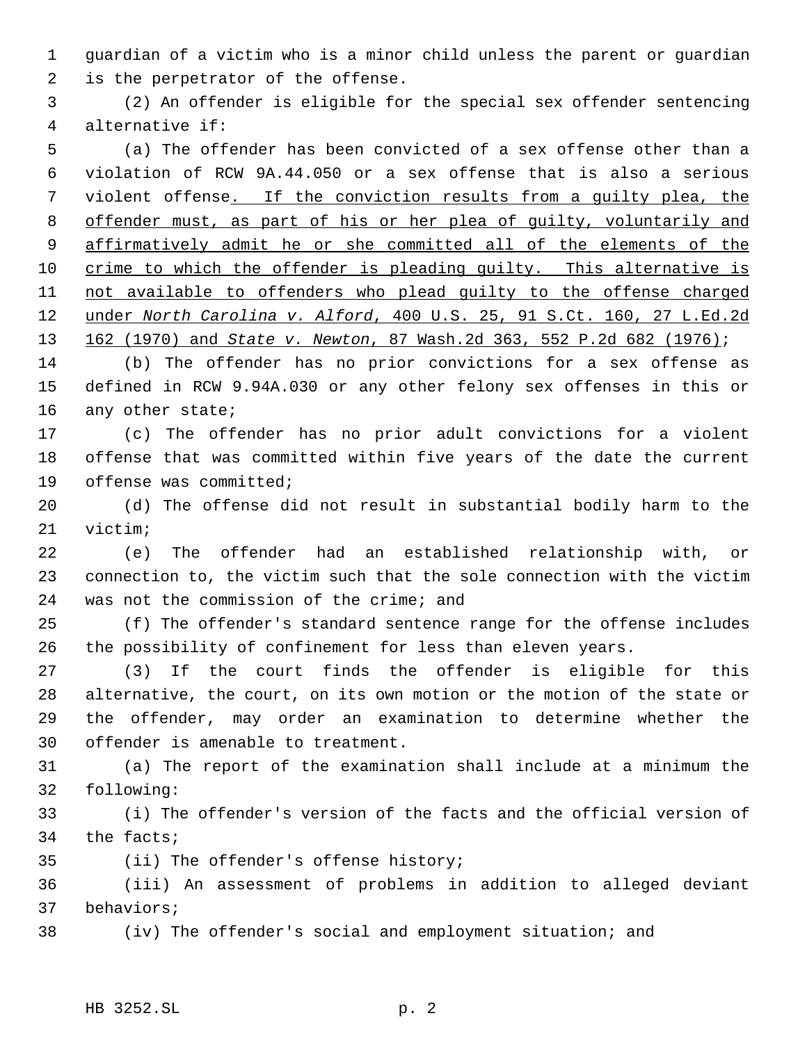guardian of a victim who is a minor child unless the parent or guardian is the perpetrator of the offense.

(2) An offender is eligible for the special sex offender sentencing alternative if:

(a) The offender has been convicted of a sex offense other than a violation of RCW 9A.44.050 or a sex offense that is also a serious violent offense. If the conviction results from a guilty plea, the offender must, as part of his or her plea of guilty, voluntarily and affirmatively admit he or she committed all of the elements of the crime to which the offender is pleading guilty. This alternative is not available to offenders who plead guilty to the offense charged under *North Carolina v. Alford*, 400 U.S. 25, 91 S.Ct. 160, 27 L.Ed.2d 162 (1970) and *State v. Newton*, 87 Wash.2d 363, 552 P.2d 682 (1976);

(b) The offender has no prior convictions for a sex offense as defined in RCW 9.94A.030 or any other felony sex offenses in this or any other state;

(c) The offender has no prior adult convictions for a violent offense that was committed within five years of the date the current offense was committed;

(d) The offense did not result in substantial bodily harm to the victim;

(e) The offender had an established relationship with, or connection to, the victim such that the sole connection with the victim was not the commission of the crime; and

(f) The offender's standard sentence range for the offense includes the possibility of confinement for less than eleven years.

(3) If the court finds the offender is eligible for this alternative, the court, on its own motion or the motion of the state or the offender, may order an examination to determine whether the offender is amenable to treatment.

(a) The report of the examination shall include at a minimum the following:

(i) The offender's version of the facts and the official version of the facts;

(ii) The offender's offense history;

(iii) An assessment of problems in addition to alleged deviant behaviors;

(iv) The offender's social and employment situation; and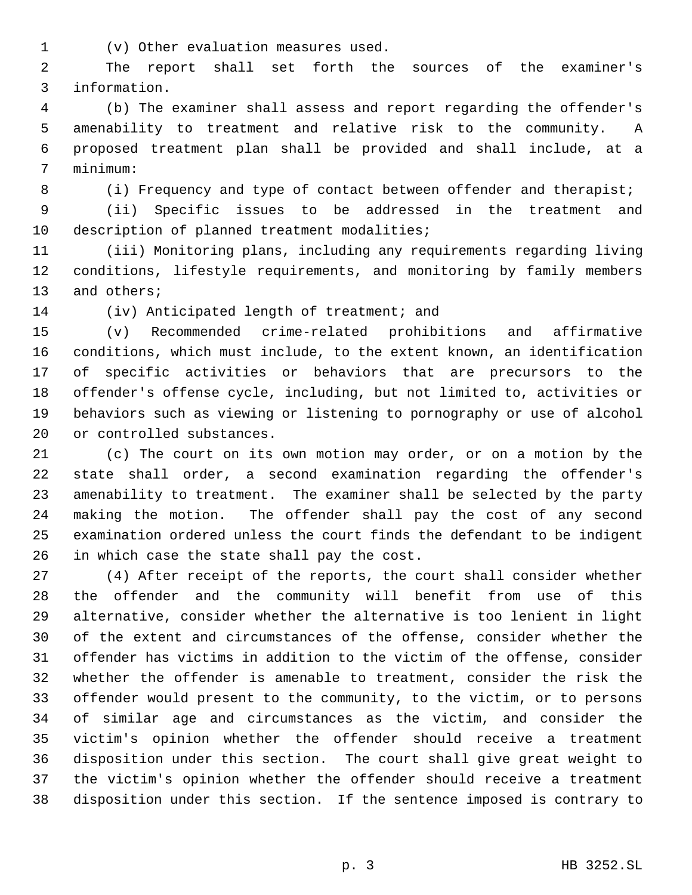(v) Other evaluation measures used.

The report shall set forth the sources of the examiner's information.

(b) The examiner shall assess and report regarding the offender's amenability to treatment and relative risk to the community. A proposed treatment plan shall be provided and shall include, at a minimum:

(i) Frequency and type of contact between offender and therapist;

(ii) Specific issues to be addressed in the treatment and description of planned treatment modalities;

(iii) Monitoring plans, including any requirements regarding living conditions, lifestyle requirements, and monitoring by family members and others;

(iv) Anticipated length of treatment; and

(v) Recommended crime-related prohibitions and affirmative conditions, which must include, to the extent known, an identification of specific activities or behaviors that are precursors to the offender's offense cycle, including, but not limited to, activities or behaviors such as viewing or listening to pornography or use of alcohol or controlled substances.

(c) The court on its own motion may order, or on a motion by the state shall order, a second examination regarding the offender's amenability to treatment. The examiner shall be selected by the party making the motion. The offender shall pay the cost of any second examination ordered unless the court finds the defendant to be indigent in which case the state shall pay the cost.

(4) After receipt of the reports, the court shall consider whether the offender and the community will benefit from use of this alternative, consider whether the alternative is too lenient in light of the extent and circumstances of the offense, consider whether the offender has victims in addition to the victim of the offense, consider whether the offender is amenable to treatment, consider the risk the offender would present to the community, to the victim, or to persons of similar age and circumstances as the victim, and consider the victim's opinion whether the offender should receive a treatment disposition under this section. The court shall give great weight to the victim's opinion whether the offender should receive a treatment disposition under this section. If the sentence imposed is contrary to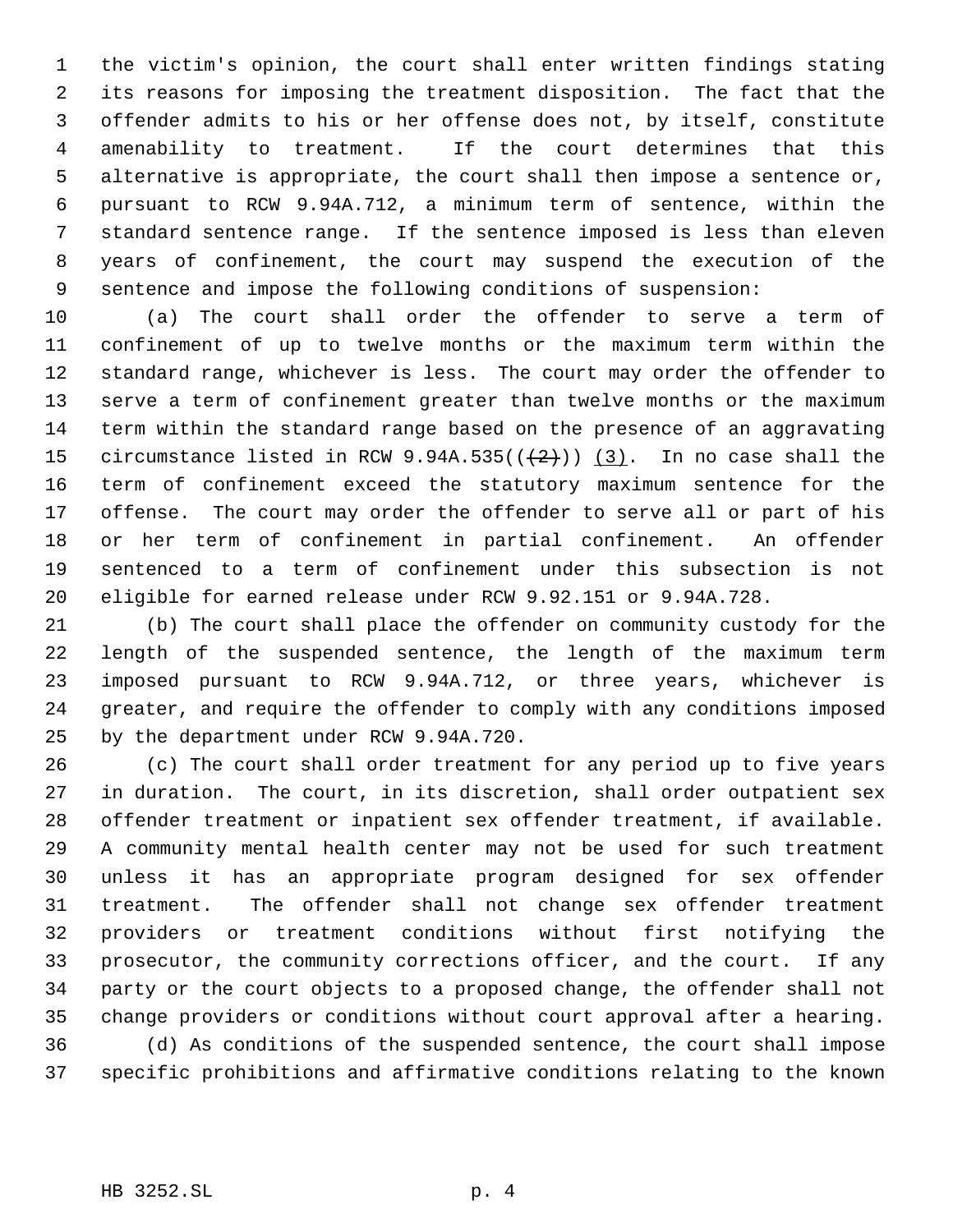the victim's opinion, the court shall enter written findings stating its reasons for imposing the treatment disposition. The fact that the offender admits to his or her offense does not, by itself, constitute amenability to treatment. If the court determines that this alternative is appropriate, the court shall then impose a sentence or, pursuant to RCW 9.94A.712, a minimum term of sentence, within the standard sentence range. If the sentence imposed is less than eleven years of confinement, the court may suspend the execution of the sentence and impose the following conditions of suspension:

(a) The court shall order the offender to serve a term of confinement of up to twelve months or the maximum term within the standard range, whichever is less. The court may order the offender to serve a term of confinement greater than twelve months or the maximum term within the standard range based on the presence of an aggravating circumstance listed in RCW 9.94A.535((~~(2)~~)) (3). In no case shall the term of confinement exceed the statutory maximum sentence for the offense. The court may order the offender to serve all or part of his or her term of confinement in partial confinement. An offender sentenced to a term of confinement under this subsection is not eligible for earned release under RCW 9.92.151 or 9.94A.728.

(b) The court shall place the offender on community custody for the length of the suspended sentence, the length of the maximum term imposed pursuant to RCW 9.94A.712, or three years, whichever is greater, and require the offender to comply with any conditions imposed by the department under RCW 9.94A.720.

(c) The court shall order treatment for any period up to five years in duration. The court, in its discretion, shall order outpatient sex offender treatment or inpatient sex offender treatment, if available. A community mental health center may not be used for such treatment unless it has an appropriate program designed for sex offender treatment. The offender shall not change sex offender treatment providers or treatment conditions without first notifying the prosecutor, the community corrections officer, and the court. If any party or the court objects to a proposed change, the offender shall not change providers or conditions without court approval after a hearing.

(d) As conditions of the suspended sentence, the court shall impose specific prohibitions and affirmative conditions relating to the known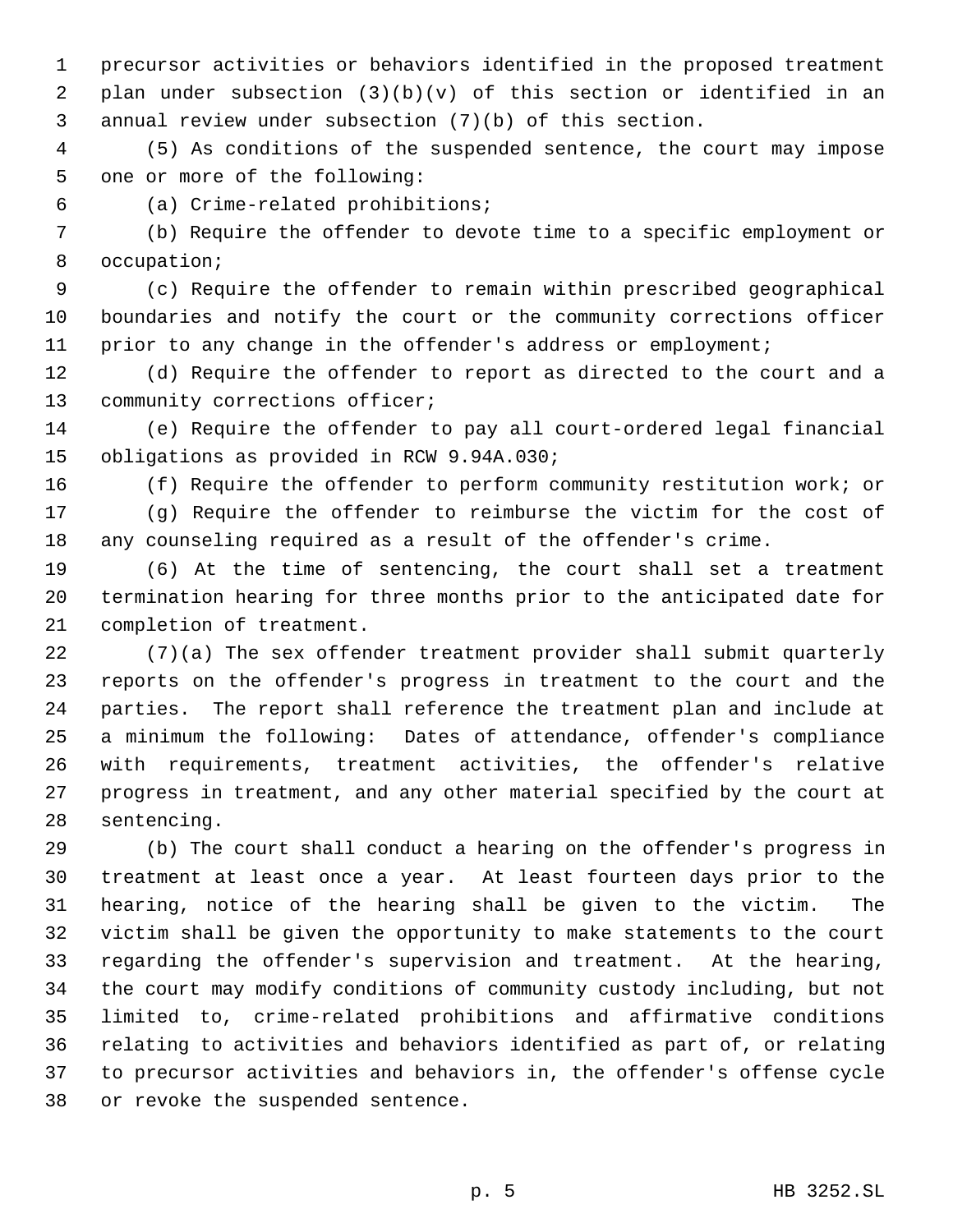precursor activities or behaviors identified in the proposed treatment plan under subsection (3)(b)(v) of this section or identified in an annual review under subsection (7)(b) of this section.

(5) As conditions of the suspended sentence, the court may impose one or more of the following:

(a) Crime-related prohibitions;

(b) Require the offender to devote time to a specific employment or occupation;

(c) Require the offender to remain within prescribed geographical boundaries and notify the court or the community corrections officer prior to any change in the offender's address or employment;

(d) Require the offender to report as directed to the court and a community corrections officer;

(e) Require the offender to pay all court-ordered legal financial obligations as provided in RCW 9.94A.030;

(f) Require the offender to perform community restitution work; or

(g) Require the offender to reimburse the victim for the cost of any counseling required as a result of the offender's crime.

(6) At the time of sentencing, the court shall set a treatment termination hearing for three months prior to the anticipated date for completion of treatment.

(7)(a) The sex offender treatment provider shall submit quarterly reports on the offender's progress in treatment to the court and the parties. The report shall reference the treatment plan and include at a minimum the following: Dates of attendance, offender's compliance with requirements, treatment activities, the offender's relative progress in treatment, and any other material specified by the court at sentencing.

(b) The court shall conduct a hearing on the offender's progress in treatment at least once a year. At least fourteen days prior to the hearing, notice of the hearing shall be given to the victim. The victim shall be given the opportunity to make statements to the court regarding the offender's supervision and treatment. At the hearing, the court may modify conditions of community custody including, but not limited to, crime-related prohibitions and affirmative conditions relating to activities and behaviors identified as part of, or relating to precursor activities and behaviors in, the offender's offense cycle or revoke the suspended sentence.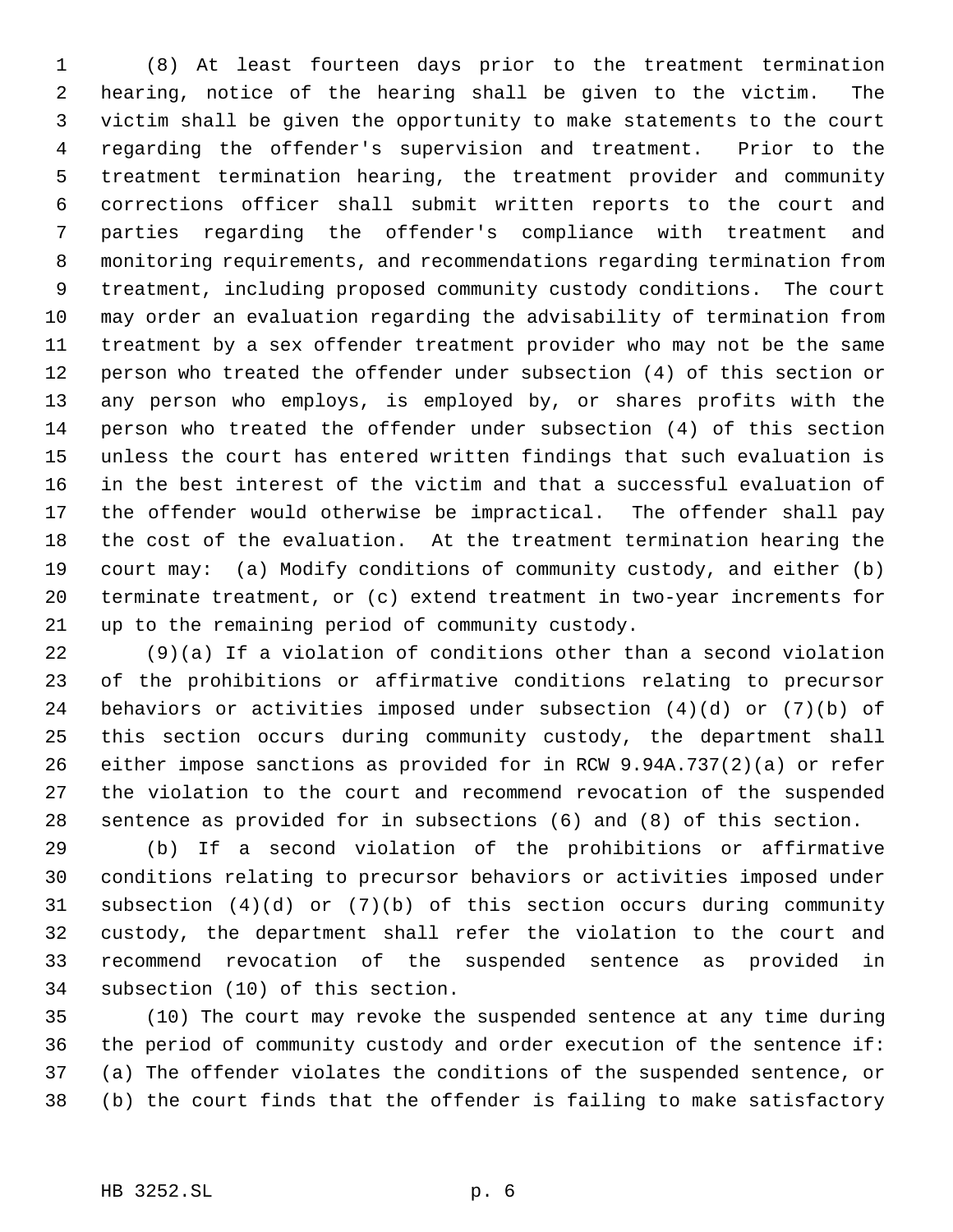(8) At least fourteen days prior to the treatment termination hearing, notice of the hearing shall be given to the victim. The victim shall be given the opportunity to make statements to the court regarding the offender's supervision and treatment. Prior to the treatment termination hearing, the treatment provider and community corrections officer shall submit written reports to the court and parties regarding the offender's compliance with treatment and monitoring requirements, and recommendations regarding termination from treatment, including proposed community custody conditions. The court may order an evaluation regarding the advisability of termination from treatment by a sex offender treatment provider who may not be the same person who treated the offender under subsection (4) of this section or any person who employs, is employed by, or shares profits with the person who treated the offender under subsection (4) of this section unless the court has entered written findings that such evaluation is in the best interest of the victim and that a successful evaluation of the offender would otherwise be impractical. The offender shall pay the cost of the evaluation. At the treatment termination hearing the court may: (a) Modify conditions of community custody, and either (b) terminate treatment, or (c) extend treatment in two-year increments for up to the remaining period of community custody.

(9)(a) If a violation of conditions other than a second violation of the prohibitions or affirmative conditions relating to precursor behaviors or activities imposed under subsection (4)(d) or (7)(b) of this section occurs during community custody, the department shall either impose sanctions as provided for in RCW 9.94A.737(2)(a) or refer the violation to the court and recommend revocation of the suspended sentence as provided for in subsections (6) and (8) of this section.

(b) If a second violation of the prohibitions or affirmative conditions relating to precursor behaviors or activities imposed under subsection (4)(d) or (7)(b) of this section occurs during community custody, the department shall refer the violation to the court and recommend revocation of the suspended sentence as provided in subsection (10) of this section.

(10) The court may revoke the suspended sentence at any time during the period of community custody and order execution of the sentence if: (a) The offender violates the conditions of the suspended sentence, or (b) the court finds that the offender is failing to make satisfactory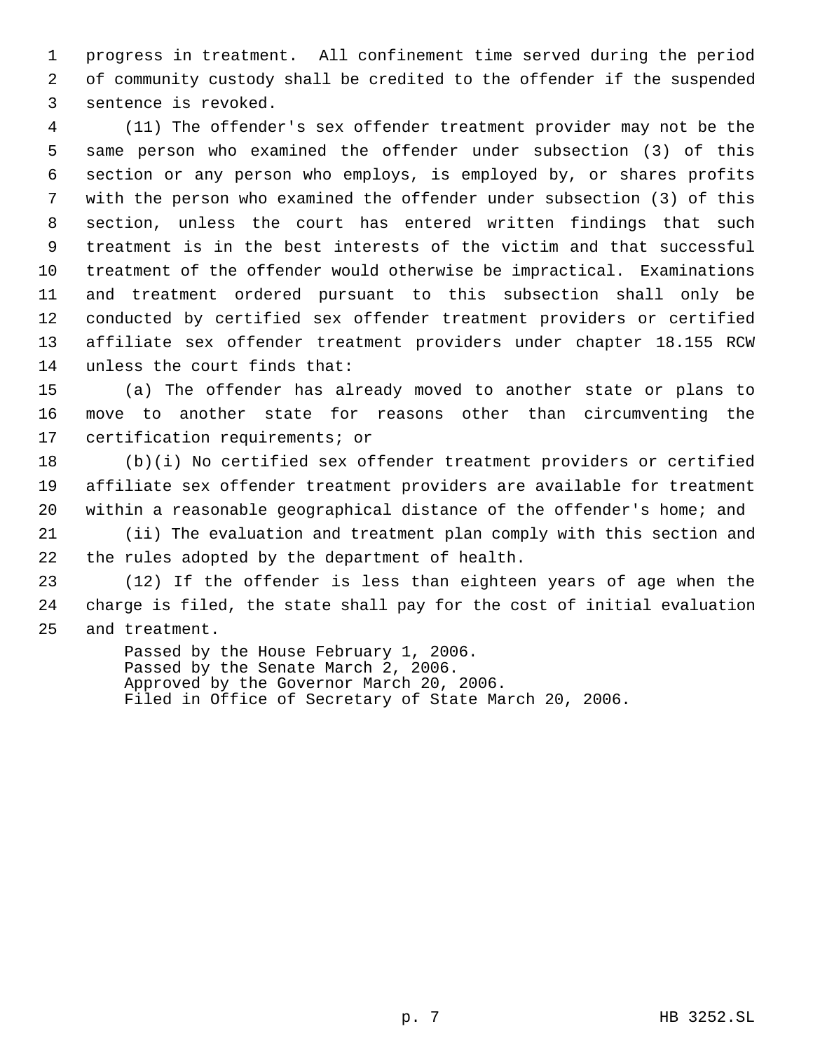progress in treatment. All confinement time served during the period of community custody shall be credited to the offender if the suspended sentence is revoked.

(11) The offender's sex offender treatment provider may not be the same person who examined the offender under subsection (3) of this section or any person who employs, is employed by, or shares profits with the person who examined the offender under subsection (3) of this section, unless the court has entered written findings that such treatment is in the best interests of the victim and that successful treatment of the offender would otherwise be impractical. Examinations and treatment ordered pursuant to this subsection shall only be conducted by certified sex offender treatment providers or certified affiliate sex offender treatment providers under chapter 18.155 RCW unless the court finds that:

(a) The offender has already moved to another state or plans to move to another state for reasons other than circumventing the certification requirements; or

(b)(i) No certified sex offender treatment providers or certified affiliate sex offender treatment providers are available for treatment within a reasonable geographical distance of the offender's home; and

(ii) The evaluation and treatment plan comply with this section and the rules adopted by the department of health.

(12) If the offender is less than eighteen years of age when the charge is filed, the state shall pay for the cost of initial evaluation and treatment.

Passed by the House February 1, 2006.
Passed by the Senate March 2, 2006.
Approved by the Governor March 20, 2006.
Filed in Office of Secretary of State March 20, 2006.